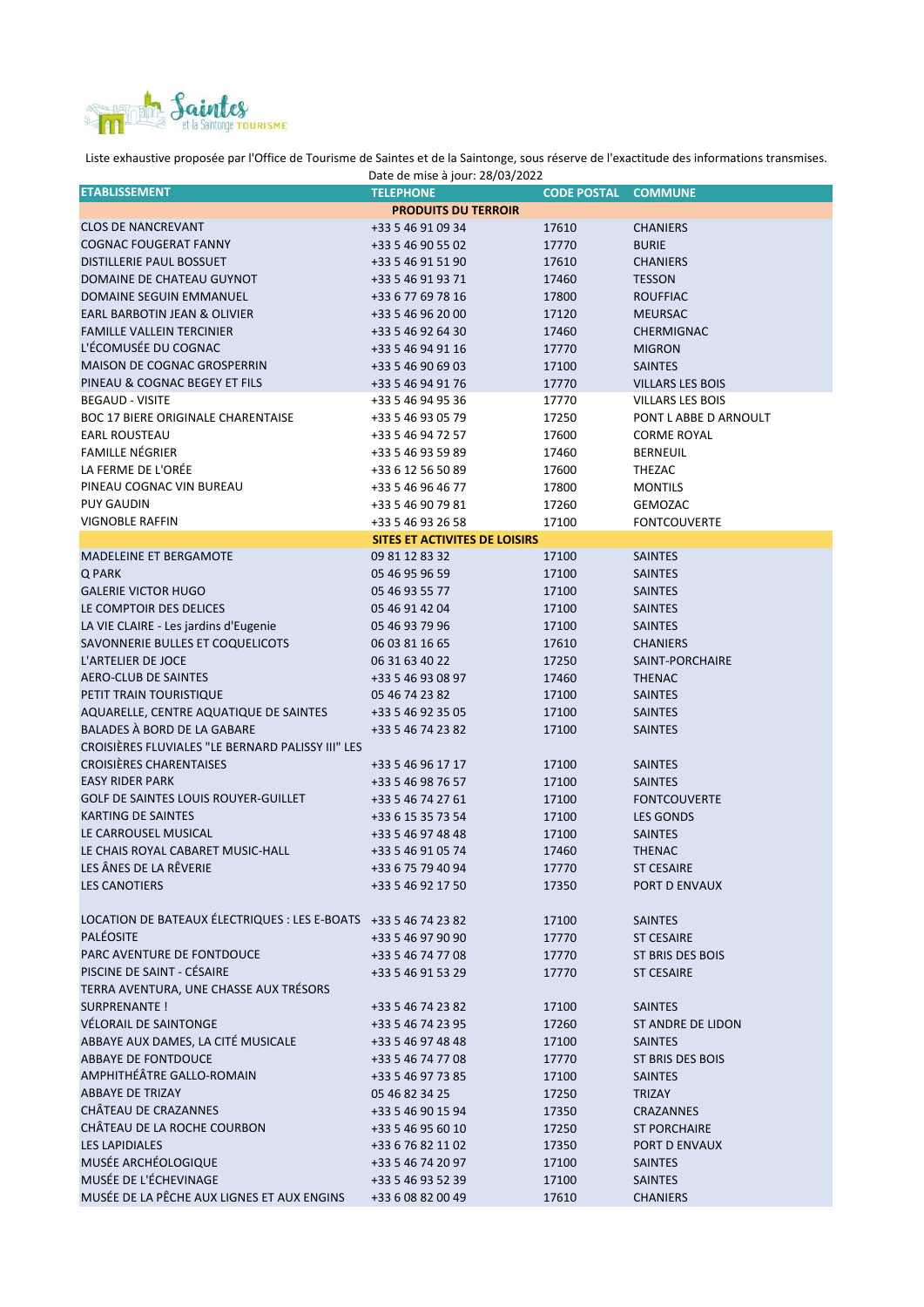Liste exhaustive proposée par l'Office de Tourisme de Saintes et de la Saintonge, sous réserve de l'exactitude des informations transmises.

Date de mise à jour: 28/03/2022

| ETABLISSEMENT | TELEPHONE | CODE POSTAL | COMMUNE |
|---|---|---|---|
| **PRODUITS DU TERROIR** | | | |
| CLOS DE NANCREVANT | +33 5 46 91 09 34 | 17610 | CHANIERS |
| COGNAC FOUGERAT FANNY | +33 5 46 90 55 02 | 17770 | BURIE |
| DISTILLERIE PAUL BOSSUET | +33 5 46 91 51 90 | 17610 | CHANIERS |
| DOMAINE DE CHATEAU GUYNOT | +33 5 46 91 93 71 | 17460 | TESSON |
| DOMAINE SEGUIN EMMANUEL | +33 6 77 69 78 16 | 17800 | ROUFFIAC |
| EARL BARBOTIN JEAN & OLIVIER | +33 5 46 96 20 00 | 17120 | MEURSAC |
| FAMILLE VALLEIN TERCINIER | +33 5 46 92 64 30 | 17460 | CHERMIGNAC |
| L'ÉCOMUSÉE DU COGNAC | +33 5 46 94 91 16 | 17770 | MIGRON |
| MAISON DE COGNAC GROSPERRIN | +33 5 46 90 69 03 | 17100 | SAINTES |
| PINEAU & COGNAC BEGEY ET FILS | +33 5 46 94 91 76 | 17770 | VILLARS LES BOIS |
| BEGAUD - VISITE | +33 5 46 94 95 36 | 17770 | VILLARS LES BOIS |
| BOC 17 BIERE ORIGINALE CHARENTAISE | +33 5 46 93 05 79 | 17250 | PONT L ABBE D ARNOULT |
| EARL ROUSTEAU | +33 5 46 94 72 57 | 17600 | CORME ROYAL |
| FAMILLE NÉGRIER | +33 5 46 93 59 89 | 17460 | BERNEUIL |
| LA FERME DE L'ORÉE | +33 6 12 56 50 89 | 17600 | THEZAC |
| PINEAU COGNAC VIN BUREAU | +33 5 46 96 46 77 | 17800 | MONTILS |
| PUY GAUDIN | +33 5 46 90 79 81 | 17260 | GEMOZAC |
| VIGNOBLE RAFFIN | +33 5 46 93 26 58 | 17100 | FONTCOUVERTE |
| **SITES ET ACTIVITES DE LOISIRS** | | | |
| MADELEINE ET BERGAMOTE | 09 81 12 83 32 | 17100 | SAINTES |
| Q PARK | 05 46 95 96 59 | 17100 | SAINTES |
| GALERIE VICTOR HUGO | 05 46 93 55 77 | 17100 | SAINTES |
| LE COMPTOIR DES DELICES | 05 46 91 42 04 | 17100 | SAINTES |
| LA VIE CLAIRE - Les jardins d'Eugenie | 05 46 93 79 96 | 17100 | SAINTES |
| SAVONNERIE BULLES ET COQUELICOTS | 06 03 81 16 65 | 17610 | CHANIERS |
| L'ARTELIER DE JOCE | 06 31 63 40 22 | 17250 | SAINT-PORCHAIRE |
| AERO-CLUB DE SAINTES | +33 5 46 93 08 97 | 17460 | THENAC |
| PETIT TRAIN TOURISTIQUE | 05 46 74 23 82 | 17100 | SAINTES |
| AQUARELLE, CENTRE AQUATIQUE DE SAINTES | +33 5 46 92 35 05 | 17100 | SAINTES |
| BALADES À BORD DE LA GABARE | +33 5 46 74 23 82 | 17100 | SAINTES |
| CROISIÈRES FLUVIALES "LE BERNARD PALISSY III" LES CROISIÈRES CHARENTAISES | +33 5 46 96 17 17 | 17100 | SAINTES |
| EASY RIDER PARK | +33 5 46 98 76 57 | 17100 | SAINTES |
| GOLF DE SAINTES LOUIS ROUYER-GUILLET | +33 5 46 74 27 61 | 17100 | FONTCOUVERTE |
| KARTING DE SAINTES | +33 6 15 35 73 54 | 17100 | LES GONDS |
| LE CARROUSEL MUSICAL | +33 5 46 97 48 48 | 17100 | SAINTES |
| LE CHAIS ROYAL CABARET MUSIC-HALL | +33 5 46 91 05 74 | 17460 | THENAC |
| LES ÂNES DE LA RÊVERIE | +33 6 75 79 40 94 | 17770 | ST CESAIRE |
| LES CANOTIERS | +33 5 46 92 17 50 | 17350 | PORT D ENVAUX |
| LOCATION DE BATEAUX ÉLECTRIQUES : LES E-BOATS | +33 5 46 74 23 82 | 17100 | SAINTES |
| PALÉOSITE | +33 5 46 97 90 90 | 17770 | ST CESAIRE |
| PARC AVENTURE DE FONTDOUCE | +33 5 46 74 77 08 | 17770 | ST BRIS DES BOIS |
| PISCINE DE SAINT - CÉSAIRE | +33 5 46 91 53 29 | 17770 | ST CESAIRE |
| TERRA AVENTURA, UNE CHASSE AUX TRÉSORS SURPRENANTE ! | +33 5 46 74 23 82 | 17100 | SAINTES |
| VÉLORAIL DE SAINTONGE | +33 5 46 74 23 95 | 17260 | ST ANDRE DE LIDON |
| ABBAYE AUX DAMES, LA CITÉ MUSICALE | +33 5 46 97 48 48 | 17100 | SAINTES |
| ABBAYE DE FONTDOUCE | +33 5 46 74 77 08 | 17770 | ST BRIS DES BOIS |
| AMPHITHÉÂTRE GALLO-ROMAIN | +33 5 46 97 73 85 | 17100 | SAINTES |
| ABBAYE DE TRIZAY | 05 46 82 34 25 | 17250 | TRIZAY |
| CHÂTEAU DE CRAZANNES | +33 5 46 90 15 94 | 17350 | CRAZANNES |
| CHÂTEAU DE LA ROCHE COURBON | +33 5 46 95 60 10 | 17250 | ST PORCHAIRE |
| LES LAPIDIALES | +33 6 76 82 11 02 | 17350 | PORT D ENVAUX |
| MUSÉE ARCHÉOLOGIQUE | +33 5 46 74 20 97 | 17100 | SAINTES |
| MUSÉE DE L'ÉCHEVINAGE | +33 5 46 93 52 39 | 17100 | SAINTES |
| MUSÉE DE LA PÊCHE AUX LIGNES ET AUX ENGINS | +33 6 08 82 00 49 | 17610 | CHANIERS |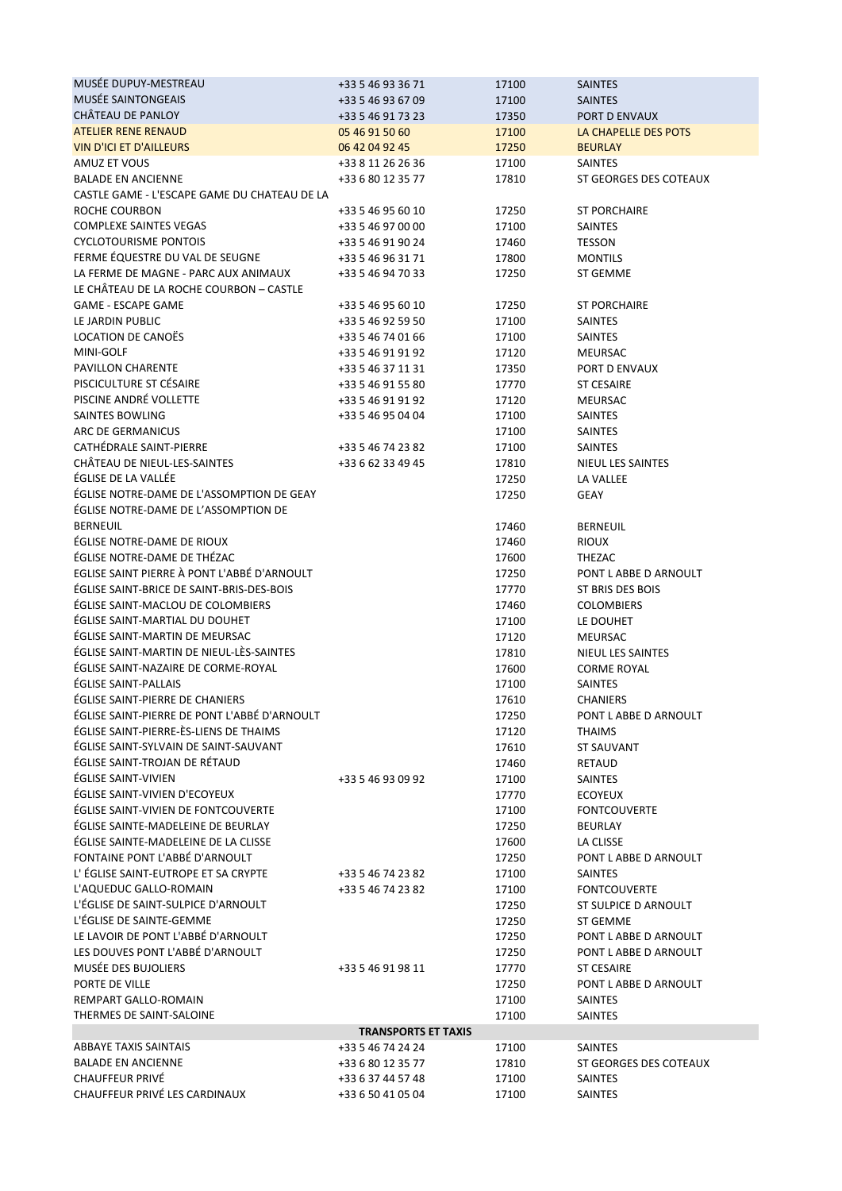| | | | |
|---|---|---|---|
| MUSÉE DUPUY-MESTREAU | +33 5 46 93 36 71 | 17100 | SAINTES |
| MUSÉE SAINTONGEAIS | +33 5 46 93 67 09 | 17100 | SAINTES |
| CHÂTEAU DE PANLOY | +33 5 46 91 73 23 | 17350 | PORT D ENVAUX |
| ATELIER RENE RENAUD | 05 46 91 50 60 | 17100 | LA CHAPELLE DES POTS |
| VIN D'ICI ET D'AILLEURS | 06 42 04 92 45 | 17250 | BEURLAY |
| AMUZ ET VOUS | +33 8 11 26 26 36 | 17100 | SAINTES |
| BALADE EN ANCIENNE | +33 6 80 12 35 77 | 17810 | ST GEORGES DES COTEAUX |
| CASTLE GAME - L'ESCAPE GAME DU CHATEAU DE LA ROCHE COURBON | +33 5 46 95 60 10 | 17250 | ST PORCHAIRE |
| COMPLEXE SAINTES VEGAS | +33 5 46 97 00 00 | 17100 | SAINTES |
| CYCLOTOURISME PONTOIS | +33 5 46 91 90 24 | 17460 | TESSON |
| FERME ÉQUESTRE DU VAL DE SEUGNE | +33 5 46 96 31 71 | 17800 | MONTILS |
| LA FERME DE MAGNE - PARC AUX ANIMAUX | +33 5 46 94 70 33 | 17250 | ST GEMME |
| LE CHÂTEAU DE LA ROCHE COURBON – CASTLE GAME - ESCAPE GAME | +33 5 46 95 60 10 | 17250 | ST PORCHAIRE |
| LE JARDIN PUBLIC | +33 5 46 92 59 50 | 17100 | SAINTES |
| LOCATION DE CANOËS | +33 5 46 74 01 66 | 17100 | SAINTES |
| MINI-GOLF | +33 5 46 91 91 92 | 17120 | MEURSAC |
| PAVILLON CHARENTE | +33 5 46 37 11 31 | 17350 | PORT D ENVAUX |
| PISCICULTURE ST CÉSAIRE | +33 5 46 91 55 80 | 17770 | ST CESAIRE |
| PISCINE ANDRÉ VOLLETTE | +33 5 46 91 91 92 | 17120 | MEURSAC |
| SAINTES BOWLING | +33 5 46 95 04 04 | 17100 | SAINTES |
| ARC DE GERMANICUS | | 17100 | SAINTES |
| CATHÉDRALE SAINT-PIERRE | +33 5 46 74 23 82 | 17100 | SAINTES |
| CHÂTEAU DE NIEUL-LES-SAINTES | +33 6 62 33 49 45 | 17810 | NIEUL LES SAINTES |
| ÉGLISE DE LA VALLÉE | | 17250 | LA VALLEE |
| ÉGLISE NOTRE-DAME DE L'ASSOMPTION DE GEAY | | 17250 | GEAY |
| ÉGLISE NOTRE-DAME DE L'ASSOMPTION DE BERNEUIL | | 17460 | BERNEUIL |
| ÉGLISE NOTRE-DAME DE RIOUX | | 17460 | RIOUX |
| ÉGLISE NOTRE-DAME DE THÉZAC | | 17600 | THEZAC |
| EGLISE SAINT PIERRE À PONT L'ABBÉ D'ARNOULT | | 17250 | PONT L ABBE D ARNOULT |
| ÉGLISE SAINT-BRICE DE SAINT-BRIS-DES-BOIS | | 17770 | ST BRIS DES BOIS |
| ÉGLISE SAINT-MACLOU DE COLOMBIERS | | 17460 | COLOMBIERS |
| ÉGLISE SAINT-MARTIAL DU DOUHET | | 17100 | LE DOUHET |
| ÉGLISE SAINT-MARTIN DE MEURSAC | | 17120 | MEURSAC |
| ÉGLISE SAINT-MARTIN DE NIEUL-LÈS-SAINTES | | 17810 | NIEUL LES SAINTES |
| ÉGLISE SAINT-NAZAIRE DE CORME-ROYAL | | 17600 | CORME ROYAL |
| ÉGLISE SAINT-PALLAIS | | 17100 | SAINTES |
| ÉGLISE SAINT-PIERRE DE CHANIERS | | 17610 | CHANIERS |
| ÉGLISE SAINT-PIERRE DE PONT L'ABBÉ D'ARNOULT | | 17250 | PONT L ABBE D ARNOULT |
| ÉGLISE SAINT-PIERRE-ÈS-LIENS DE THAIMS | | 17120 | THAIMS |
| ÉGLISE SAINT-SYLVAIN DE SAINT-SAUVANT | | 17610 | ST SAUVANT |
| ÉGLISE SAINT-TROJAN DE RÉTAUD | | 17460 | RETAUD |
| ÉGLISE SAINT-VIVIEN | +33 5 46 93 09 92 | 17100 | SAINTES |
| ÉGLISE SAINT-VIVIEN D'ECOYEUX | | 17770 | ECOYEUX |
| ÉGLISE SAINT-VIVIEN DE FONTCOUVERTE | | 17100 | FONTCOUVERTE |
| ÉGLISE SAINTE-MADELEINE DE BEURLAY | | 17250 | BEURLAY |
| ÉGLISE SAINTE-MADELEINE DE LA CLISSE | | 17600 | LA CLISSE |
| FONTAINE PONT L'ABBÉ D'ARNOULT | | 17250 | PONT L ABBE D ARNOULT |
| L' ÉGLISE SAINT-EUTROPE ET SA CRYPTE | +33 5 46 74 23 82 | 17100 | SAINTES |
| L'AQUEDUC GALLO-ROMAIN | +33 5 46 74 23 82 | 17100 | FONTCOUVERTE |
| L'ÉGLISE DE SAINT-SULPICE D'ARNOULT | | 17250 | ST SULPICE D ARNOULT |
| L'ÉGLISE DE SAINTE-GEMME | | 17250 | ST GEMME |
| LE LAVOIR DE PONT L'ABBÉ D'ARNOULT | | 17250 | PONT L ABBE D ARNOULT |
| LES DOUVES PONT L'ABBÉ D'ARNOULT | | 17250 | PONT L ABBE D ARNOULT |
| MUSÉE DES BUJOLIERS | +33 5 46 91 98 11 | 17770 | ST CESAIRE |
| PORTE DE VILLE | | 17250 | PONT L ABBE D ARNOULT |
| REMPART GALLO-ROMAIN | | 17100 | SAINTES |
| THERMES DE SAINT-SALOINE | | 17100 | SAINTES |
| | **TRANSPORTS ET TAXIS** | | |
| ABBAYE TAXIS SAINTAIS | +33 5 46 74 24 24 | 17100 | SAINTES |
| BALADE EN ANCIENNE | +33 6 80 12 35 77 | 17810 | ST GEORGES DES COTEAUX |
| CHAUFFEUR PRIVÉ | +33 6 37 44 57 48 | 17100 | SAINTES |
| CHAUFFEUR PRIVÉ LES CARDINAUX | +33 6 50 41 05 04 | 17100 | SAINTES |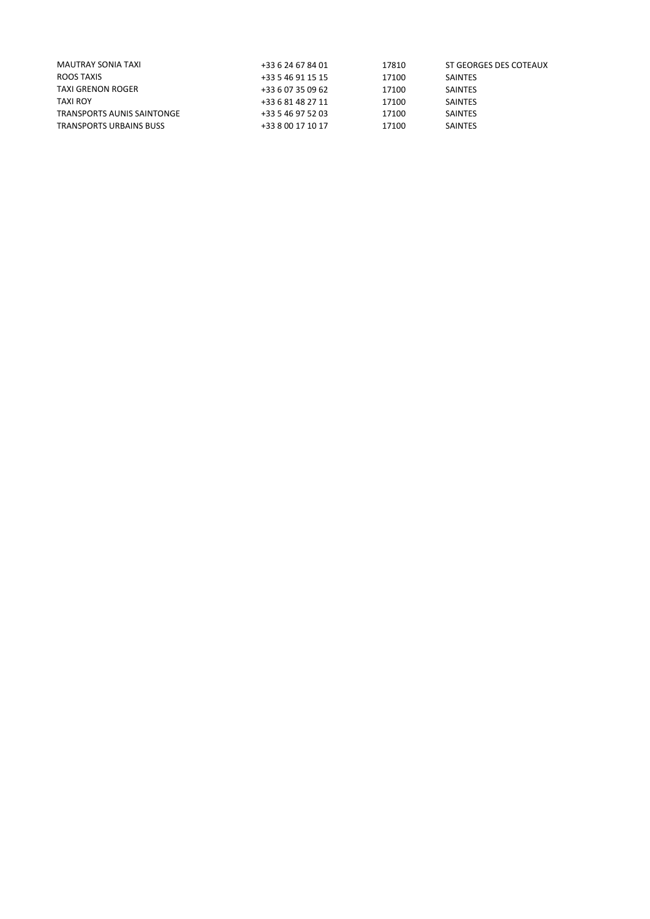| | | | |
|---|---|---|---|
| MAUTRAY SONIA TAXI | +33 6 24 67 84 01 | 17810 | ST GEORGES DES COTEAUX |
| ROOS TAXIS | +33 5 46 91 15 15 | 17100 | SAINTES |
| TAXI GRENON ROGER | +33 6 07 35 09 62 | 17100 | SAINTES |
| TAXI ROY | +33 6 81 48 27 11 | 17100 | SAINTES |
| TRANSPORTS AUNIS SAINTONGE | +33 5 46 97 52 03 | 17100 | SAINTES |
| TRANSPORTS URBAINS BUSS | +33 8 00 17 10 17 | 17100 | SAINTES |